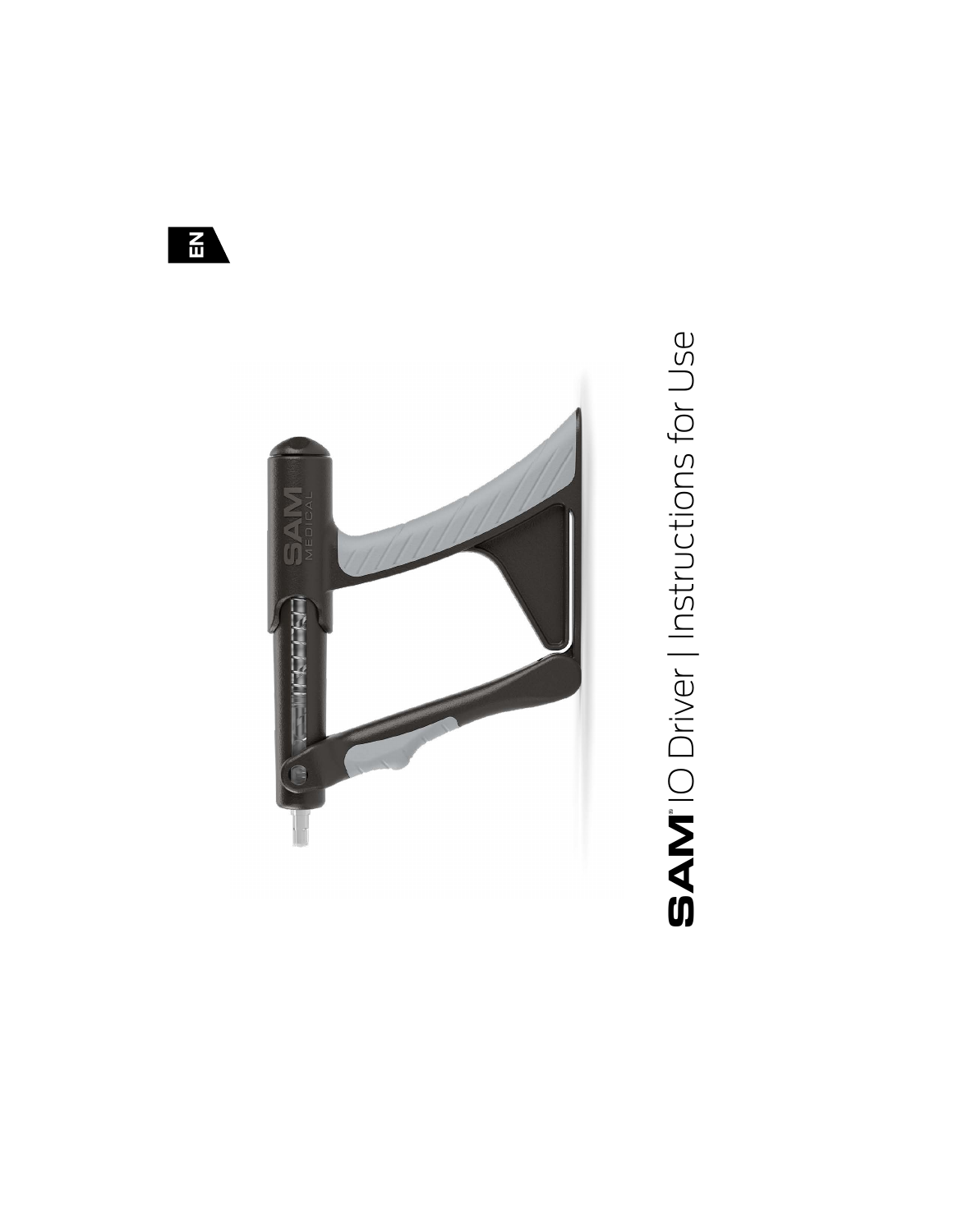EN

# SAM® IO Driver | Instructions for Use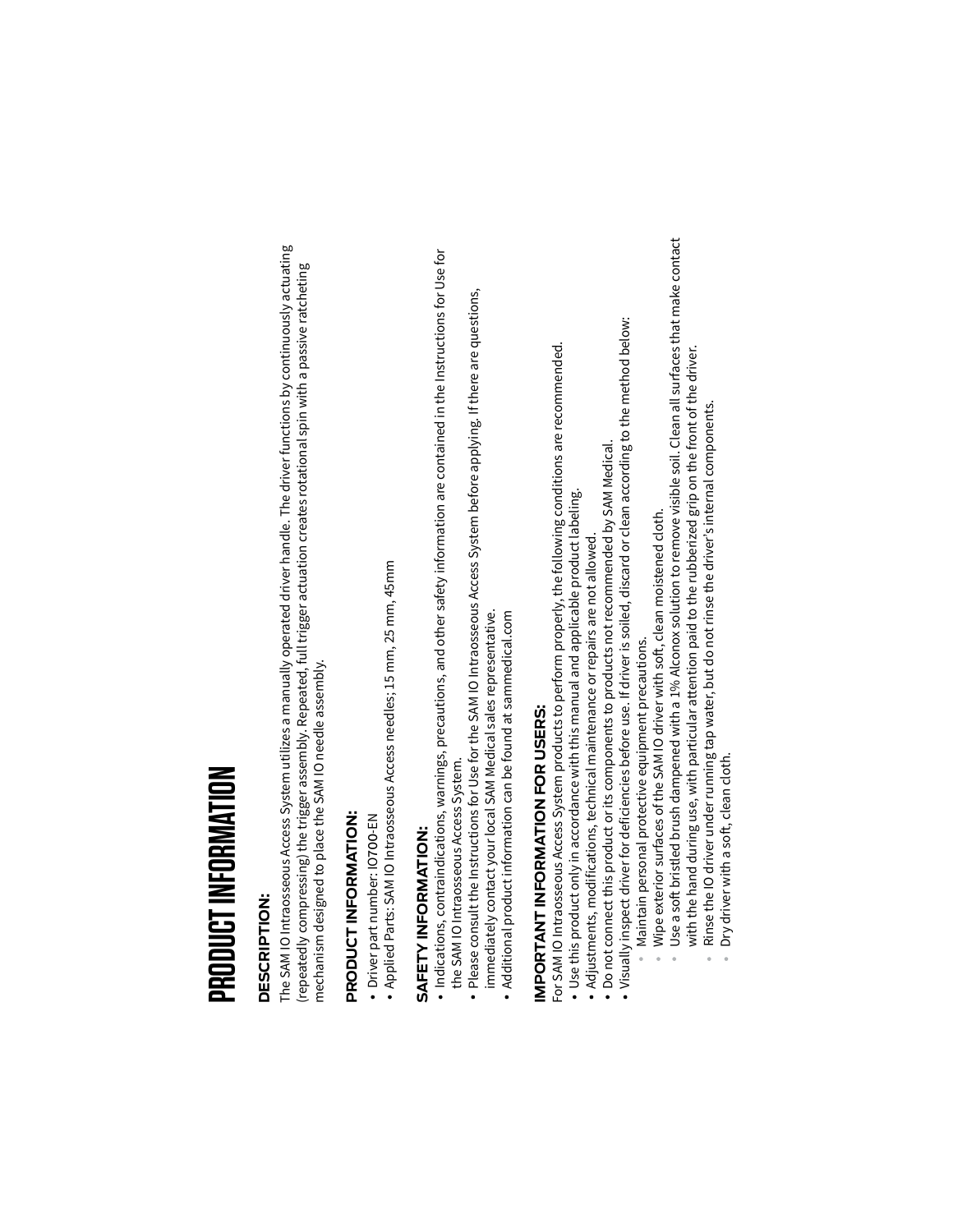# PRODUCT INFORMATION

## DESCRIPTION:

The SAM IO Intraosseous Access System utilizes a manually operated driver handle. The driver functions by continuously actuating (repeatedly compressing) the trigger assembly. Repeated, full trigger actuation creates rotational spin with a passive ratcheting mechanism designed to place the SAM IO needle assembly.

## PRODUCT INFORMATION:

- Driver part number: IO700-EN
- Applied Parts: SAM IO Intraosseous Access needles; 15 mm, 25 mm, 45mm

## SAFETY INFORMATION:

- Indications, contraindications, warnings, precautions, and other safety information are contained in the Instructions for Use for the SAM IO Intraosseous Access System.
- Please consult the Instructions for Use for the SAM IO Intraosseous Access System before applying. If there are questions, immediately contact your local SAM Medical sales representative.
- Additional product information can be found at sammedical.com

## IMPORTANT INFORMATION FOR USERS:

For SAM IO Intraosseous Access System products to perform properly, the following conditions are recommended.

- Use this product only in accordance with this manual and applicable product labeling.
- Adjustments, modifications, technical maintenance or repairs are not allowed.
- Do not connect this product or its components to products not recommended by SAM Medical.
- Visually inspect driver for deficiencies before use. If driver is soiled, discard or clean according to the method below:
  - Maintain personal protective equipment precautions.
  - Wipe exterior surfaces of the SAM IO driver with soft, clean moistened cloth.
  - Use a soft bristled brush dampened with a 1% Alconox solution to remove visible soil. Clean all surfaces that make contact with the hand during use, with particular attention paid to the rubberized grip on the front of the driver.
  - Rinse the IO driver under running tap water, but do not rinse the driver's internal components.
  - Dry driver with a soft, clean cloth.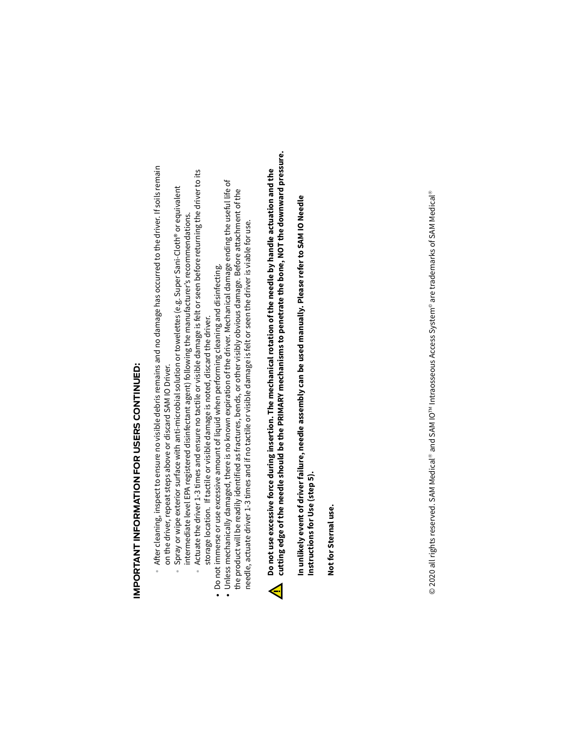## IMPORTANT INFORMATION FOR USERS CONTINUED:

  - After cleaning, inspect to ensure no visible debris remains and no damage has occurred to the driver. If soils remain on the driver, repeat steps above or discard SAM IO Driver.
  - Spray or wipe exterior surface with anti-microbial solution or towelettes (e.g. Super Sani-Cloth® or equivalent intermediate level EPA registered disinfectant agent) following the manufacturer's recommendations.
  - Actuate the driver 1-3 times and ensure no tactile or visible damage is felt or seen before returning the driver to its storage location. If tactile or visible damage is noted, discard the driver.
- Do not immerse or use excessive amount of liquid when performing cleaning and disinfecting.
- Unless mechanically damaged, there is no known expiration of the driver. Mechanical damage ending the useful life of the product will be readily identified as fractures, bends, or other visibly obvious damage. Before attachment of the needle, actuate driver 1-3 times and if no tactile or visible damage is felt or seen the driver is viable for use.

⚠ **Do not use excessive force during insertion. The mechanical rotation of the needle by handle actuation and the cutting edge of the needle should be the PRIMARY mechanisms to penetrate the bone, NOT the downward pressure.**

**In unlikely event of driver failure, needle assembly can be used manually. Please refer to SAM IO Needle Instructions for Use (step 5).**

**Not for Sternal use.**

© 2020 all rights reserved. SAM Medical® and SAM IO™ Intraosseous Access System® are trademarks of SAM Medical®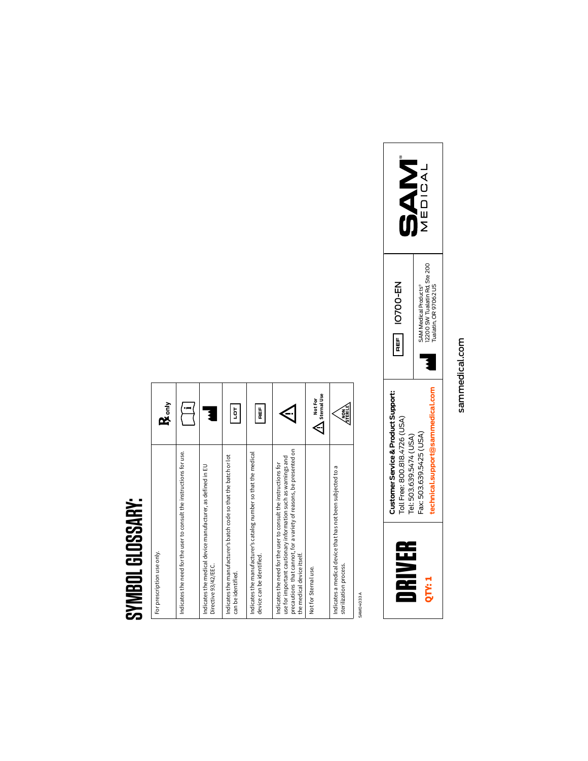# SYMBOL GLOSSARY:

| Description | Symbol |
| --- | --- |
| For prescription use only. | Rx only |
| Indicates the need for the user to consult the instructions for use. | |
| Indicates the medical device manufacturer, as defined in EU Directive 93/42/EEC. | |
| Indicates the manufacturer's batch code so that the batch or lot can be identified. | LOT |
| Indicates the manufacturer's catalog number so that the medical device can be identified. | REF |
| Indicates the need for the user to consult the instructions for use for important cautionary information such as warnings and precautions that cannot, for a variety of reasons, be presented on the medical device itself. | |
| Not for Sternal use. | Not For Sternal Use |
| Indicates a medical device that has not been subjected to a sterilization process. | NON STERILE |

SAM04033 A

**DRIVER**

**QTY: 1**

**Customer Service & Product Support:**
Toll Free: 800.818.4726 (USA)
Tel: 503.639.5474 (USA)
Fax: 503.639.5425 (USA)
**technical.support@sammedical.com**

REF IO700-EN

SAM Medical Products®
12200 SW Tualatin Rd, Ste 200
Tualatin, OR 97062 US

SAM® MEDICAL

sammedical.com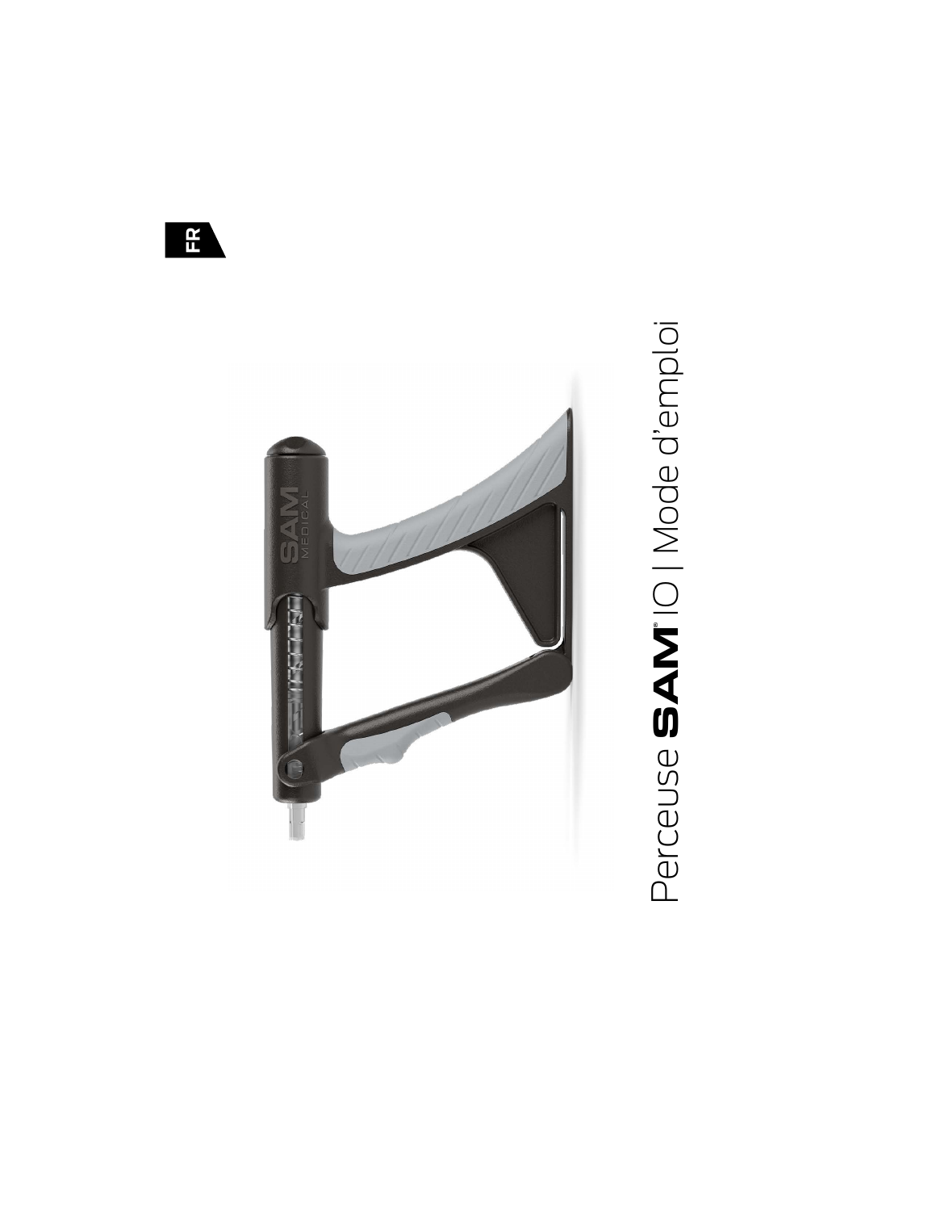FR

# Perceuse SAM® IO | Mode d'emploi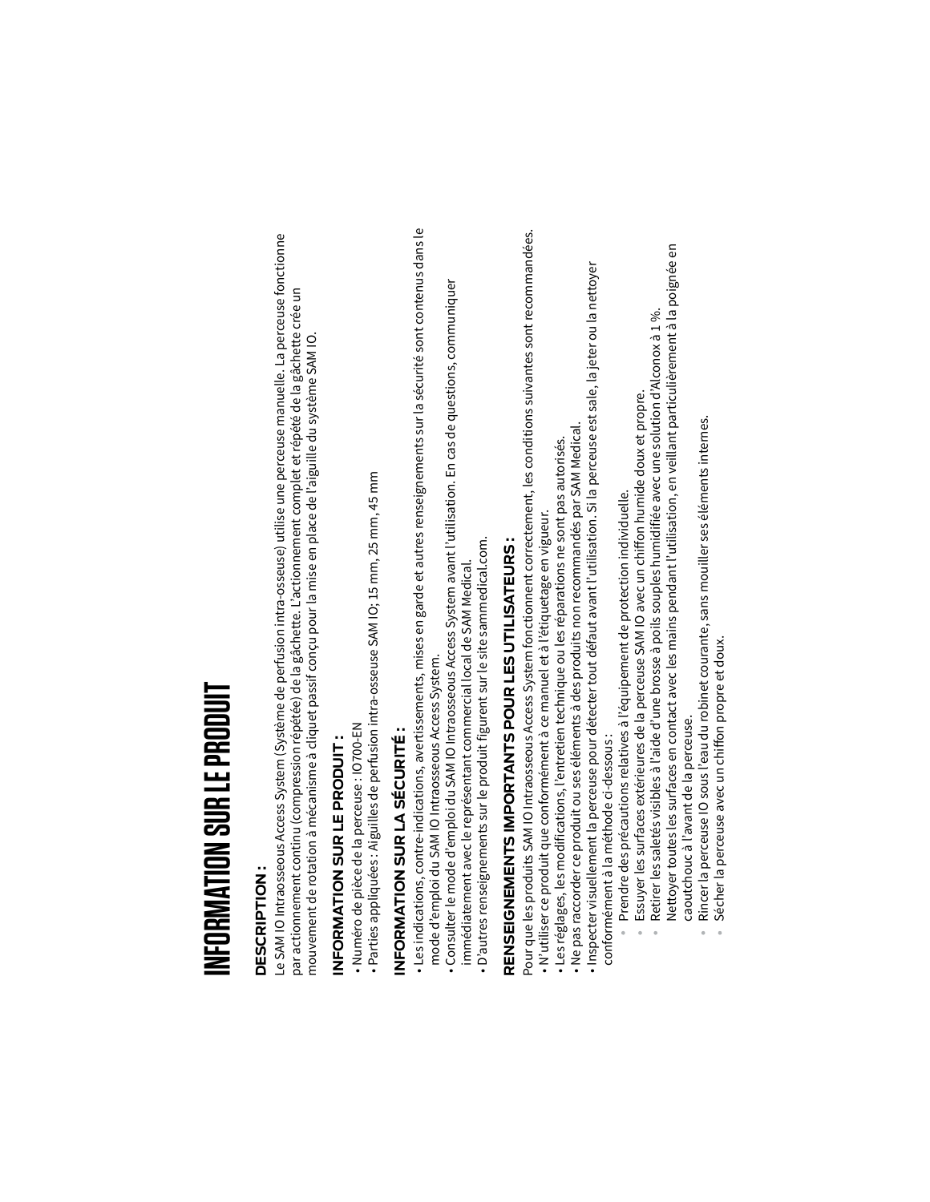# INFORMATION SUR LE PRODUIT

### DESCRIPTION :

Le SAM IO Intraosseous Access System (Système de perfusion intra-osseuse) utilise une perceuse manuelle. La perceuse fonctionne par actionnement continu (compression répétée) de la gâchette. L'actionnement complet et répété de la gâchette crée un mouvement de rotation à mécanisme à cliquet passif conçu pour la mise en place de l'aiguille du système SAM IO.

### INFORMATION SUR LE PRODUIT :

- Numéro de pièce de la perceuse : IO700-EN
- Parties appliquées : Aiguilles de perfusion intra-osseuse SAM IO; 15 mm, 25 mm, 45 mm

### INFORMATION SUR LA SÉCURITÉ :

- Les indications, contre-indications, avertissements, mises en garde et autres renseignements sur la sécurité sont contenus dans le mode d'emploi du SAM IO Intraosseous Access System.
- Consulter le mode d'emploi du SAM IO Intraosseous Access System avant l'utilisation. En cas de questions, communiquer immédiatement avec le représentant commercial local de SAM Medical.
- D'autres renseignements sur le produit figurent sur le site sammedical.com.

### RENSEIGNEMENTS IMPORTANTS POUR LES UTILISATEURS :

Pour que les produits SAM IO Intraosseous Access System fonctionnent correctement, les conditions suivantes sont recommandées.

- N'utiliser ce produit que conformément à ce manuel et à l'étiquetage en vigueur.
- Les réglages, les modifications, l'entretien technique ou les réparations ne sont pas autorisés.
- Ne pas raccorder ce produit ou ses éléments à des produits non recommandés par SAM Medical.
- Inspecter visuellement la perceuse pour détecter tout défaut avant l'utilisation. Si la perceuse est sale, la jeter ou la nettoyer conformément à la méthode ci-dessous :
  - Prendre des précautions relatives à l'équipement de protection individuelle.
  - Essuyer les surfaces extérieures de la perceuse SAM IO avec un chiffon humide doux et propre.
  - Retirer les saletés visibles à l'aide d'une brosse à poils souples humidifiée avec une solution d'Alconox à 1 %.
  - Nettoyer toutes les surfaces en contact avec les mains pendant l'utilisation, en veillant particulièrement à la poignée en caoutchouc à l'avant de la perceuse.
  - Rincer la perceuse IO sous l'eau du robinet courante, sans mouiller ses éléments internes.
  - Sécher la perceuse avec un chiffon propre et doux.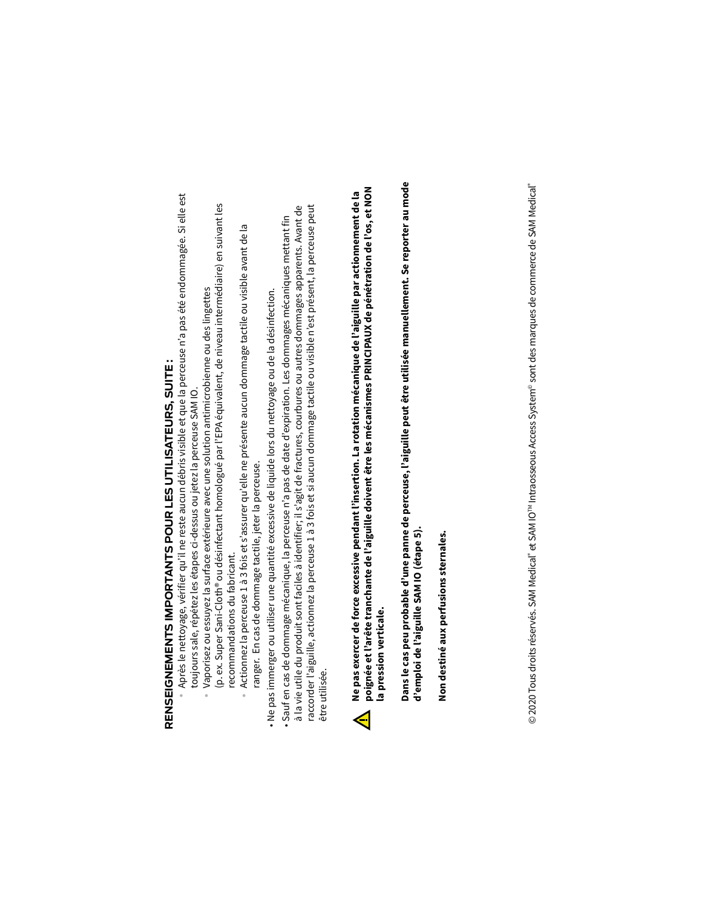## RENSEIGNEMENTS IMPORTANTS POUR LES UTILISATEURS, SUITE :

- Après le nettoyage, vérifier qu'il ne reste aucun débris visible et que la perceuse n'a pas été endommagée. Si elle est toujours sale, répétez les étapes ci-dessus ou jetez la perceuse SAM IO.
- Vaporisez ou essuyez la surface extérieure avec une solution antimicrobienne ou des lingettes (p. ex. Super Sani-Cloth® ou désinfectant homologué par l'EPA équivalent, de niveau intermédiaire) en suivant les recommandations du fabricant.
- Actionnez la perceuse 1 à 3 fois et s'assurer qu'elle ne présente aucun dommage tactile ou visible avant de la ranger. En cas de dommage tactile, jeter la perceuse.

- Ne pas immerger ou utiliser une quantité excessive de liquide lors du nettoyage ou de la désinfection.
- Sauf en cas de dommage mécanique, la perceuse n'a pas de date d'expiration. Les dommages mécaniques mettant fin à la vie utile du produit sont faciles à identifier; il s'agit de fractures, courbures ou autres dommages apparents. Avant de raccorder l'aiguille, actionnez la perceuse 1 à 3 fois et si aucun dommage tactile ou visible n'est présent, la perceuse peut être utilisée.

⚠ **Ne pas exercer de force excessive pendant l'insertion. La rotation mécanique de l'aiguille par actionnement de la poignée et l'arête tranchante de l'aiguille doivent être les mécanismes PRINCIPAUX de pénétration de l'os, et NON la pression verticale.**

**Dans le cas peu probable d'une panne de perceuse, l'aiguille peut être utilisée manuellement. Se reporter au mode d'emploi de l'aiguille SAM IO (étape 5).**

**Non destiné aux perfusions sternales.**

© 2020 Tous droits réservés. SAM Medical® et SAM IO™ Intraosseous Access System© sont des marques de commerce de SAM Medical®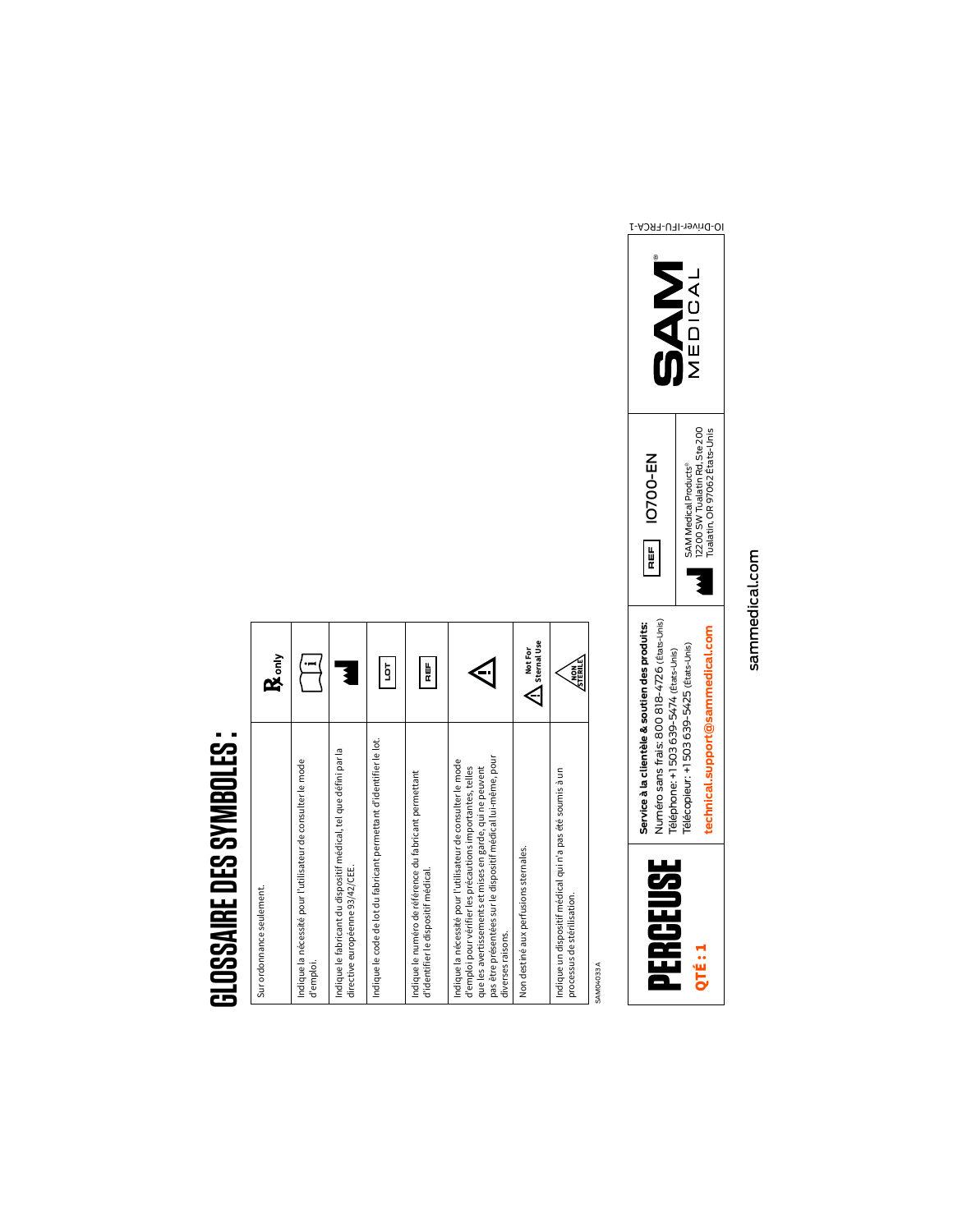# GLOSSAIRE DES SYMBOLES :

| Description | Symbole |
| --- | --- |
| Sur ordonnance seulement. | Rx only |
| Indique la nécessité pour l'utilisateur de consulter le mode d'emploi. | i |
| Indique le fabricant du dispositif médical, tel que défini par la directive européenne 93/42/CEE. | |
| Indique le code de lot du fabricant permettant d'identifier le lot. | LOT |
| Indique le numéro de référence du fabricant permettant d'identifier le dispositif médical. | REF |
| Indique la nécessité pour l'utilisateur de consulter le mode d'emploi pour vérifier les précautions importantes, telles que les avertissements et mises en garde, qui ne peuvent pas être présentées sur le dispositif médical lui-même, pour diverses raisons. | ! |
| Non destiné aux perfusions sternales. | Not For Sternal Use |
| Indique un dispositif médical qui n'a pas été soumis à un processus de stérilisation. | NON STERILE |

SAM04033 A

IO-Driver-IFU-FRCA-1

**PERCEUSE**

**QTÉ : 1**

**Service à la clientèle & soutien des produits:**
Numéro sans frais: 800 818-4726 (États-Unis)
Téléphone: +1 503 639-5474 (États-Unis)
Télécopieur: +1 503 639-5425 (États-Unis)
**technical.support@sammedical.com**

REF IO700-EN

SAM Medical Products®
12200 SW Tualatin Rd, Ste 200
Tualatin, OR 97062 États-Unis

SAM® MEDICAL

sammedical.com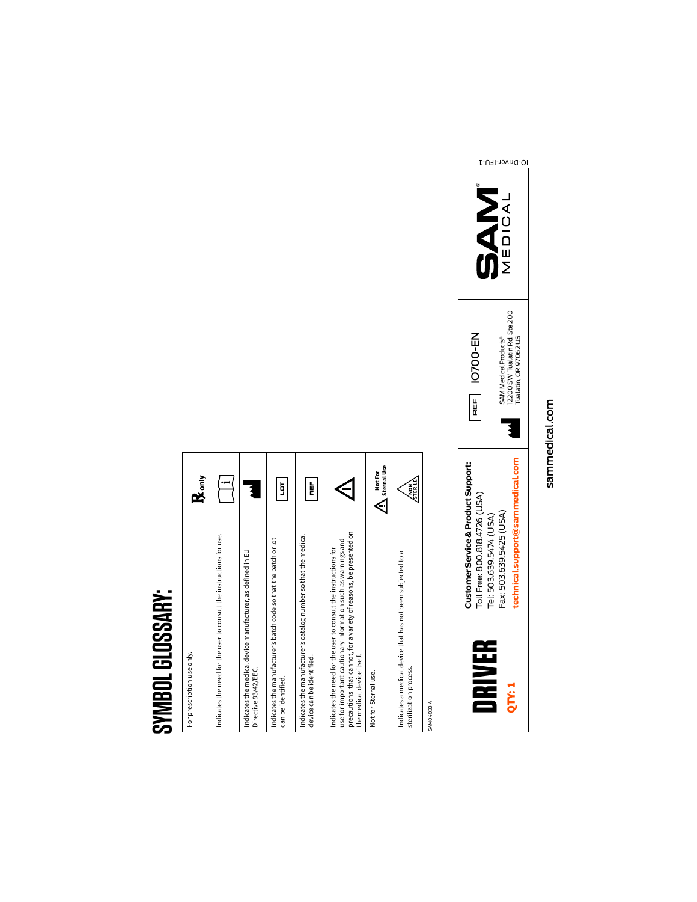# SYMBOL GLOSSARY:

| | |
|---|---|
| For prescription use only. | Rx only |
| Indicates the need for the user to consult the instructions for use. | |
| Indicates the medical device manufacturer, as defined in EU Directive 93/42/EEC. | |
| Indicates the manufacturer's batch code so that the batch or lot can be identified. | LOT |
| Indicates the manufacturer's catalog number so that the medical device can be identified. | REF |
| Indicates the need for the user to consult the instructions for use for important cautionary information such as warnings and precautions that cannot, for a variety of reasons, be presented on the medical device itself. | |
| Not for Sternal use. | Not For Sternal Use |
| Indicates a medical device that has not been subjected to a sterilization process. | NON STERILE |

SAM04033 A

**DRIVER**

**QTY: 1**

**Customer Service & Product Support:**
Toll Free: 800.818.4726 (USA)
Tel: 503.639.5474 (USA)
Fax: 503.639.5425 (USA)
**technical.support@sammedical.com**

REF IO700-EN

SAM Medical Products®
12200 SW Tualatin Rd, Ste 200
Tualatin, OR 97062 US

SAM® MEDICAL

IO-Driver-IFU-1

sammedical.com